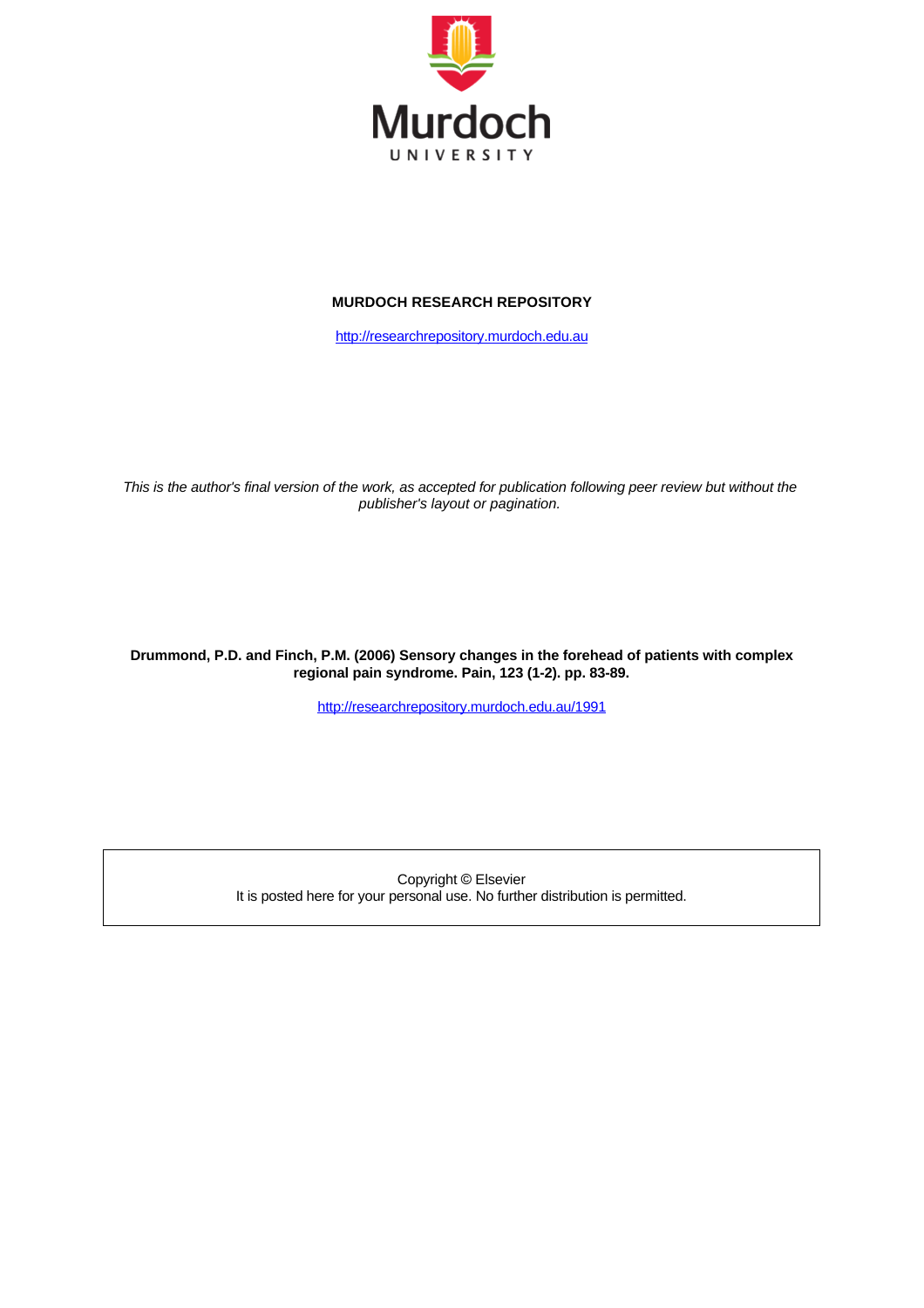Murdoch
UNIVERSITY

**MURDOCH RESEARCH REPOSITORY**

http://researchrepository.murdoch.edu.au

*This is the author's final version of the work, as accepted for publication following peer review but without the publisher's layout or pagination.*

**Drummond, P.D. and Finch, P.M. (2006) Sensory changes in the forehead of patients with complex regional pain syndrome. Pain, 123 (1-2). pp. 83-89.**

http://researchrepository.murdoch.edu.au/1991

Copyright © Elsevier
It is posted here for your personal use. No further distribution is permitted.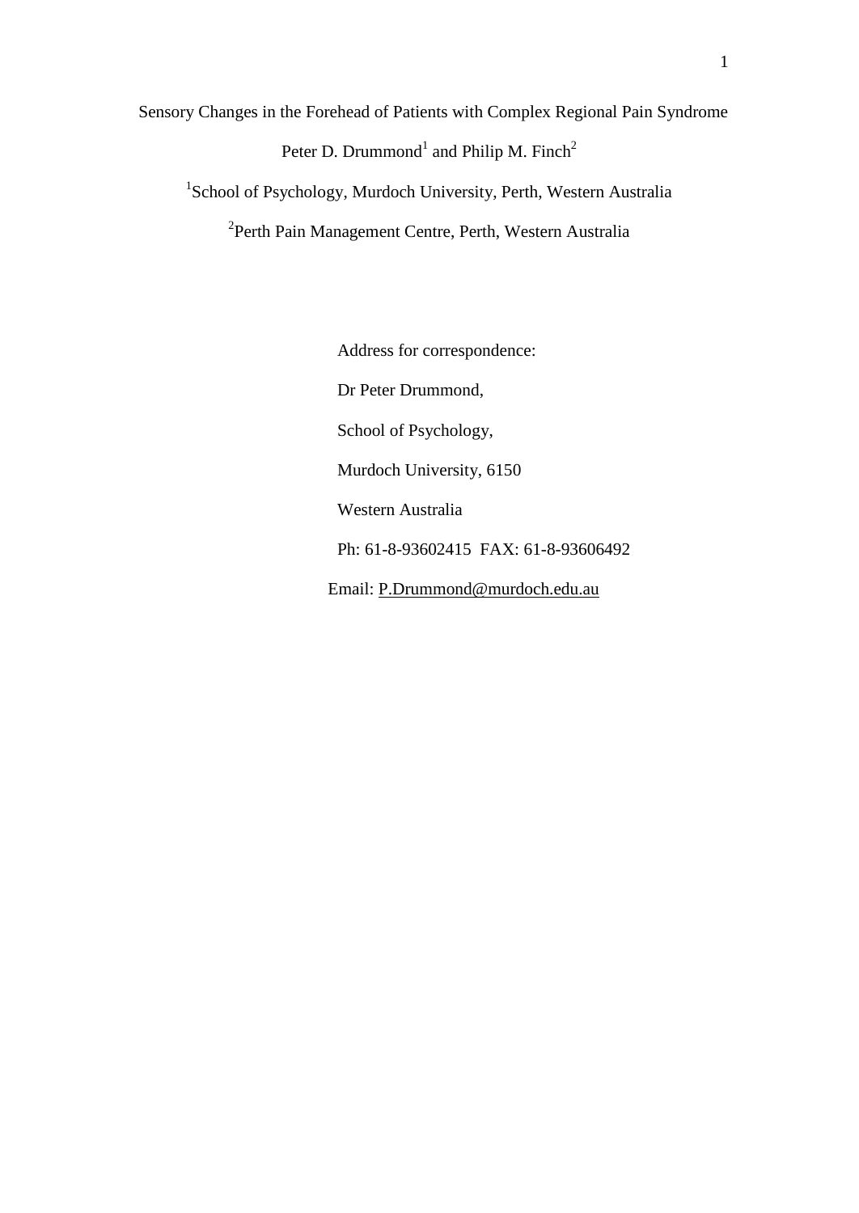# Sensory Changes in the Forehead of Patients with Complex Regional Pain Syndrome

Peter D. Drummond[1] and Philip M. Finch[2]

[1]School of Psychology, Murdoch University, Perth, Western Australia

[2]Perth Pain Management Centre, Perth, Western Australia

Address for correspondence:

Dr Peter Drummond,

School of Psychology,

Murdoch University, 6150

Western Australia

Ph: 61-8-93602415 FAX: 61-8-93606492

Email: P.Drummond@murdoch.edu.au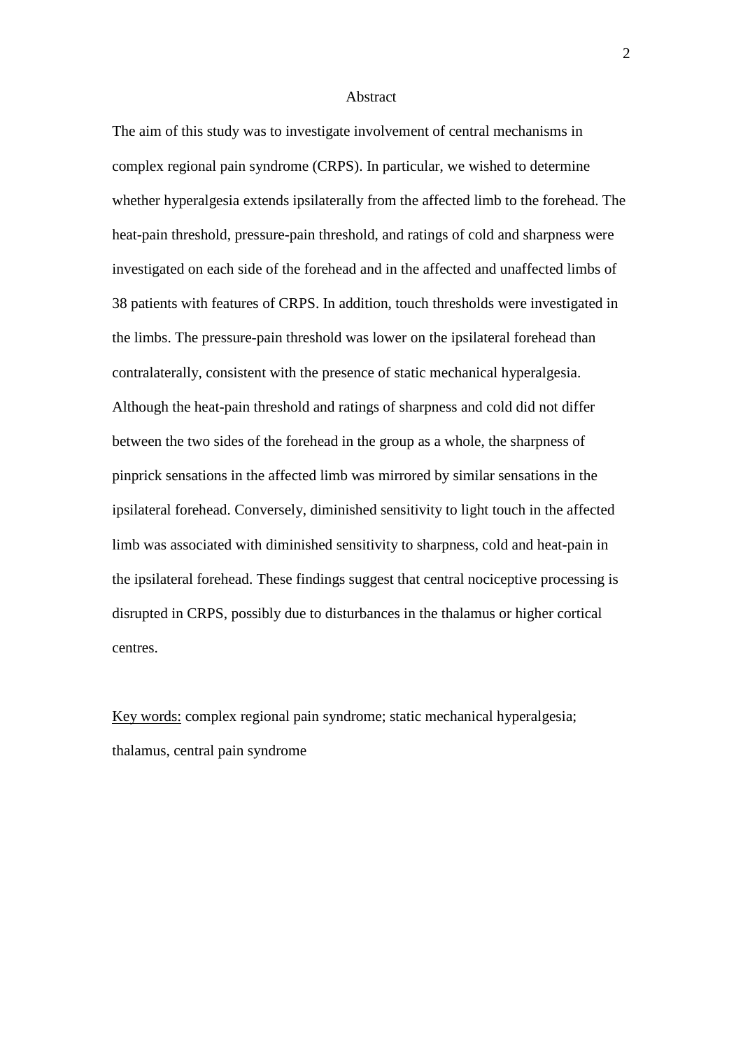## Abstract

The aim of this study was to investigate involvement of central mechanisms in complex regional pain syndrome (CRPS). In particular, we wished to determine whether hyperalgesia extends ipsilaterally from the affected limb to the forehead. The heat-pain threshold, pressure-pain threshold, and ratings of cold and sharpness were investigated on each side of the forehead and in the affected and unaffected limbs of 38 patients with features of CRPS. In addition, touch thresholds were investigated in the limbs. The pressure-pain threshold was lower on the ipsilateral forehead than contralaterally, consistent with the presence of static mechanical hyperalgesia. Although the heat-pain threshold and ratings of sharpness and cold did not differ between the two sides of the forehead in the group as a whole, the sharpness of pinprick sensations in the affected limb was mirrored by similar sensations in the ipsilateral forehead. Conversely, diminished sensitivity to light touch in the affected limb was associated with diminished sensitivity to sharpness, cold and heat-pain in the ipsilateral forehead. These findings suggest that central nociceptive processing is disrupted in CRPS, possibly due to disturbances in the thalamus or higher cortical centres.

Key words: complex regional pain syndrome; static mechanical hyperalgesia; thalamus, central pain syndrome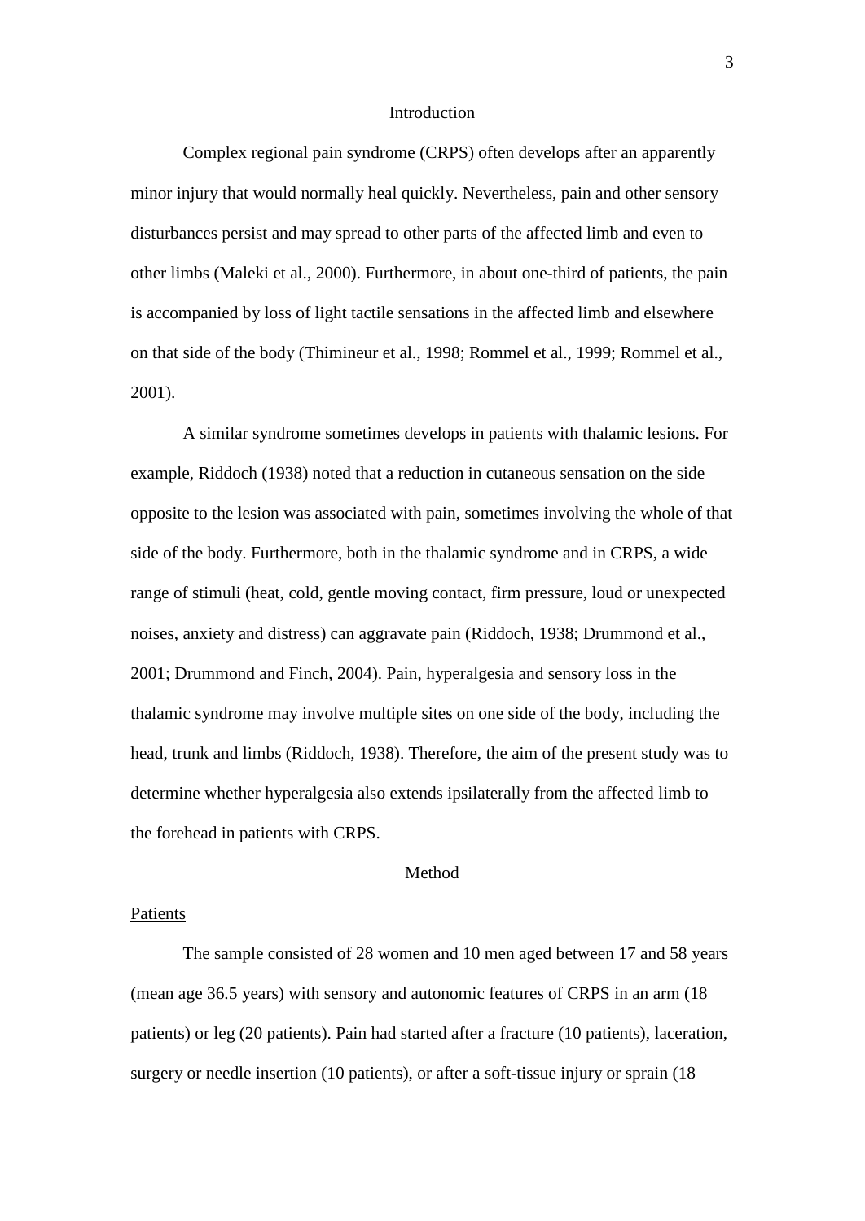## Introduction

Complex regional pain syndrome (CRPS) often develops after an apparently minor injury that would normally heal quickly. Nevertheless, pain and other sensory disturbances persist and may spread to other parts of the affected limb and even to other limbs (Maleki et al., 2000). Furthermore, in about one-third of patients, the pain is accompanied by loss of light tactile sensations in the affected limb and elsewhere on that side of the body (Thimineur et al., 1998; Rommel et al., 1999; Rommel et al., 2001).

A similar syndrome sometimes develops in patients with thalamic lesions. For example, Riddoch (1938) noted that a reduction in cutaneous sensation on the side opposite to the lesion was associated with pain, sometimes involving the whole of that side of the body. Furthermore, both in the thalamic syndrome and in CRPS, a wide range of stimuli (heat, cold, gentle moving contact, firm pressure, loud or unexpected noises, anxiety and distress) can aggravate pain (Riddoch, 1938; Drummond et al., 2001; Drummond and Finch, 2004). Pain, hyperalgesia and sensory loss in the thalamic syndrome may involve multiple sites on one side of the body, including the head, trunk and limbs (Riddoch, 1938). Therefore, the aim of the present study was to determine whether hyperalgesia also extends ipsilaterally from the affected limb to the forehead in patients with CRPS.

## Method

### Patients

The sample consisted of 28 women and 10 men aged between 17 and 58 years (mean age 36.5 years) with sensory and autonomic features of CRPS in an arm (18 patients) or leg (20 patients). Pain had started after a fracture (10 patients), laceration, surgery or needle insertion (10 patients), or after a soft-tissue injury or sprain (18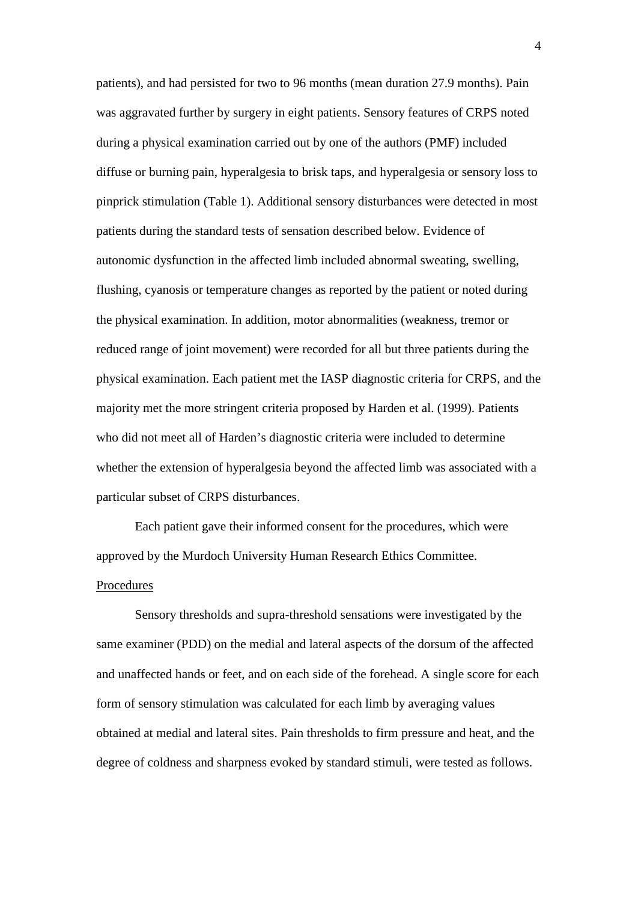patients), and had persisted for two to 96 months (mean duration 27.9 months). Pain was aggravated further by surgery in eight patients. Sensory features of CRPS noted during a physical examination carried out by one of the authors (PMF) included diffuse or burning pain, hyperalgesia to brisk taps, and hyperalgesia or sensory loss to pinprick stimulation (Table 1). Additional sensory disturbances were detected in most patients during the standard tests of sensation described below. Evidence of autonomic dysfunction in the affected limb included abnormal sweating, swelling, flushing, cyanosis or temperature changes as reported by the patient or noted during the physical examination. In addition, motor abnormalities (weakness, tremor or reduced range of joint movement) were recorded for all but three patients during the physical examination. Each patient met the IASP diagnostic criteria for CRPS, and the majority met the more stringent criteria proposed by Harden et al. (1999). Patients who did not meet all of Harden's diagnostic criteria were included to determine whether the extension of hyperalgesia beyond the affected limb was associated with a particular subset of CRPS disturbances.

Each patient gave their informed consent for the procedures, which were approved by the Murdoch University Human Research Ethics Committee.

## Procedures

Sensory thresholds and supra-threshold sensations were investigated by the same examiner (PDD) on the medial and lateral aspects of the dorsum of the affected and unaffected hands or feet, and on each side of the forehead. A single score for each form of sensory stimulation was calculated for each limb by averaging values obtained at medial and lateral sites. Pain thresholds to firm pressure and heat, and the degree of coldness and sharpness evoked by standard stimuli, were tested as follows.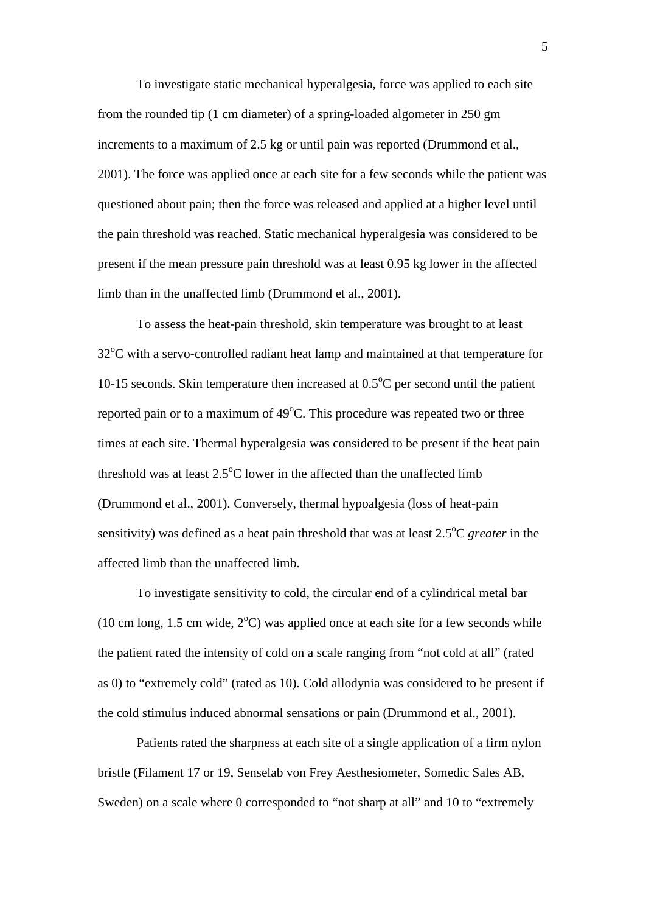To investigate static mechanical hyperalgesia, force was applied to each site from the rounded tip (1 cm diameter) of a spring-loaded algometer in 250 gm increments to a maximum of 2.5 kg or until pain was reported (Drummond et al., 2001). The force was applied once at each site for a few seconds while the patient was questioned about pain; then the force was released and applied at a higher level until the pain threshold was reached. Static mechanical hyperalgesia was considered to be present if the mean pressure pain threshold was at least 0.95 kg lower in the affected limb than in the unaffected limb (Drummond et al., 2001).

To assess the heat-pain threshold, skin temperature was brought to at least 32$^{o}$C with a servo-controlled radiant heat lamp and maintained at that temperature for 10-15 seconds. Skin temperature then increased at 0.5$^{o}$C per second until the patient reported pain or to a maximum of 49$^{o}$C. This procedure was repeated two or three times at each site. Thermal hyperalgesia was considered to be present if the heat pain threshold was at least 2.5$^{o}$C lower in the affected than the unaffected limb (Drummond et al., 2001). Conversely, thermal hypoalgesia (loss of heat-pain sensitivity) was defined as a heat pain threshold that was at least 2.5$^{o}$C *greater* in the affected limb than the unaffected limb.

To investigate sensitivity to cold, the circular end of a cylindrical metal bar (10 cm long, 1.5 cm wide, 2$^{o}$C) was applied once at each site for a few seconds while the patient rated the intensity of cold on a scale ranging from “not cold at all” (rated as 0) to “extremely cold” (rated as 10). Cold allodynia was considered to be present if the cold stimulus induced abnormal sensations or pain (Drummond et al., 2001).

Patients rated the sharpness at each site of a single application of a firm nylon bristle (Filament 17 or 19, Senselab von Frey Aesthesiometer, Somedic Sales AB, Sweden) on a scale where 0 corresponded to “not sharp at all” and 10 to “extremely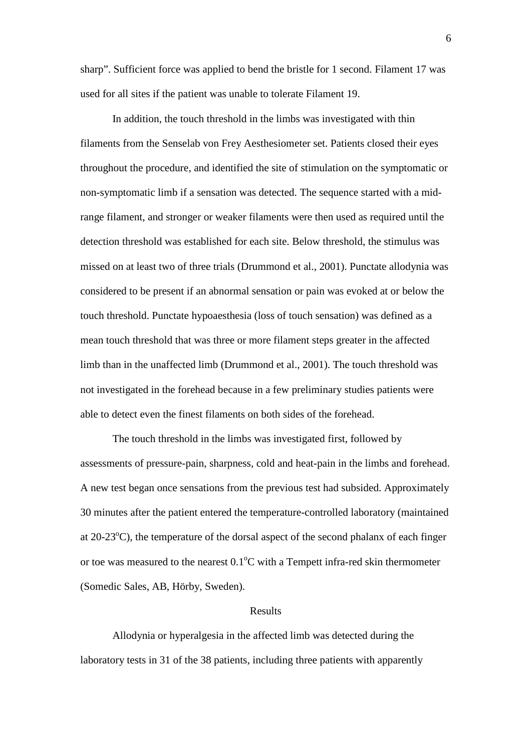sharp". Sufficient force was applied to bend the bristle for 1 second. Filament 17 was used for all sites if the patient was unable to tolerate Filament 19.

In addition, the touch threshold in the limbs was investigated with thin filaments from the Senselab von Frey Aesthesiometer set. Patients closed their eyes throughout the procedure, and identified the site of stimulation on the symptomatic or non-symptomatic limb if a sensation was detected. The sequence started with a mid-range filament, and stronger or weaker filaments were then used as required until the detection threshold was established for each site. Below threshold, the stimulus was missed on at least two of three trials (Drummond et al., 2001). Punctate allodynia was considered to be present if an abnormal sensation or pain was evoked at or below the touch threshold. Punctate hypoaesthesia (loss of touch sensation) was defined as a mean touch threshold that was three or more filament steps greater in the affected limb than in the unaffected limb (Drummond et al., 2001). The touch threshold was not investigated in the forehead because in a few preliminary studies patients were able to detect even the finest filaments on both sides of the forehead.

The touch threshold in the limbs was investigated first, followed by assessments of pressure-pain, sharpness, cold and heat-pain in the limbs and forehead. A new test began once sensations from the previous test had subsided. Approximately 30 minutes after the patient entered the temperature-controlled laboratory (maintained at 20-23$^{o}$C), the temperature of the dorsal aspect of the second phalanx of each finger or toe was measured to the nearest 0.1$^{o}$C with a Tempett infra-red skin thermometer (Somedic Sales, AB, Hörby, Sweden).

## Results

Allodynia or hyperalgesia in the affected limb was detected during the laboratory tests in 31 of the 38 patients, including three patients with apparently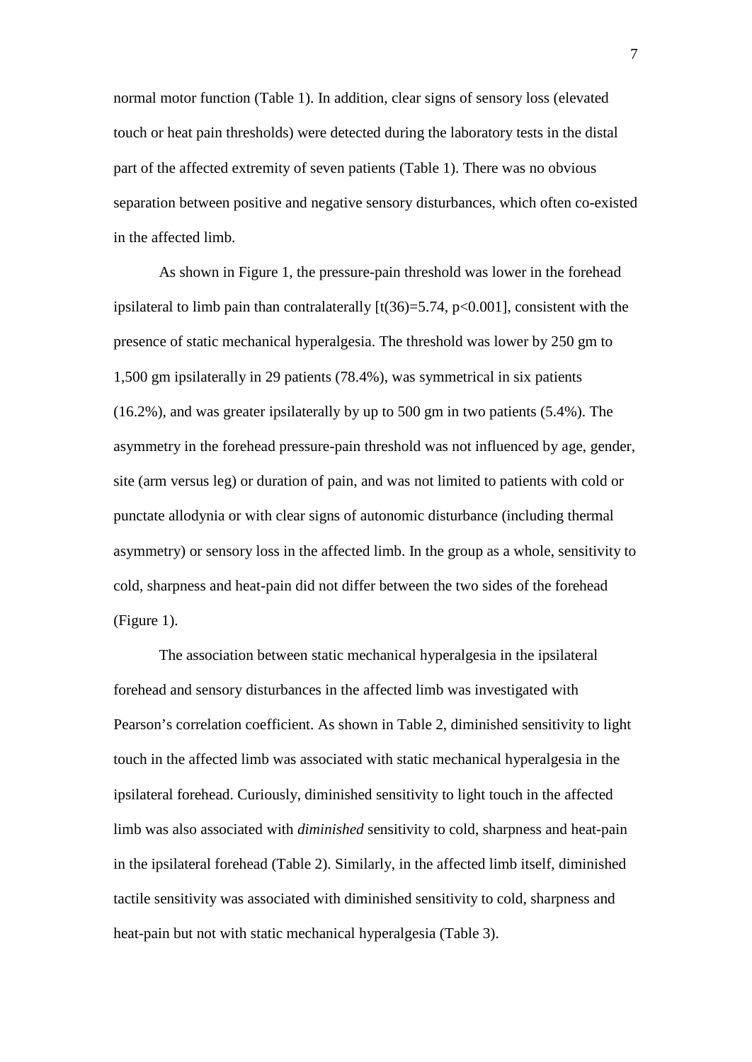normal motor function (Table 1). In addition, clear signs of sensory loss (elevated touch or heat pain thresholds) were detected during the laboratory tests in the distal part of the affected extremity of seven patients (Table 1). There was no obvious separation between positive and negative sensory disturbances, which often co-existed in the affected limb.

As shown in Figure 1, the pressure-pain threshold was lower in the forehead ipsilateral to limb pain than contralaterally [$t(36)=5.74$, $p<0.001$], consistent with the presence of static mechanical hyperalgesia. The threshold was lower by 250 gm to 1,500 gm ipsilaterally in 29 patients (78.4%), was symmetrical in six patients (16.2%), and was greater ipsilaterally by up to 500 gm in two patients (5.4%). The asymmetry in the forehead pressure-pain threshold was not influenced by age, gender, site (arm versus leg) or duration of pain, and was not limited to patients with cold or punctate allodynia or with clear signs of autonomic disturbance (including thermal asymmetry) or sensory loss in the affected limb. In the group as a whole, sensitivity to cold, sharpness and heat-pain did not differ between the two sides of the forehead (Figure 1).

The association between static mechanical hyperalgesia in the ipsilateral forehead and sensory disturbances in the affected limb was investigated with Pearson's correlation coefficient. As shown in Table 2, diminished sensitivity to light touch in the affected limb was associated with static mechanical hyperalgesia in the ipsilateral forehead. Curiously, diminished sensitivity to light touch in the affected limb was also associated with *diminished* sensitivity to cold, sharpness and heat-pain in the ipsilateral forehead (Table 2). Similarly, in the affected limb itself, diminished tactile sensitivity was associated with diminished sensitivity to cold, sharpness and heat-pain but not with static mechanical hyperalgesia (Table 3).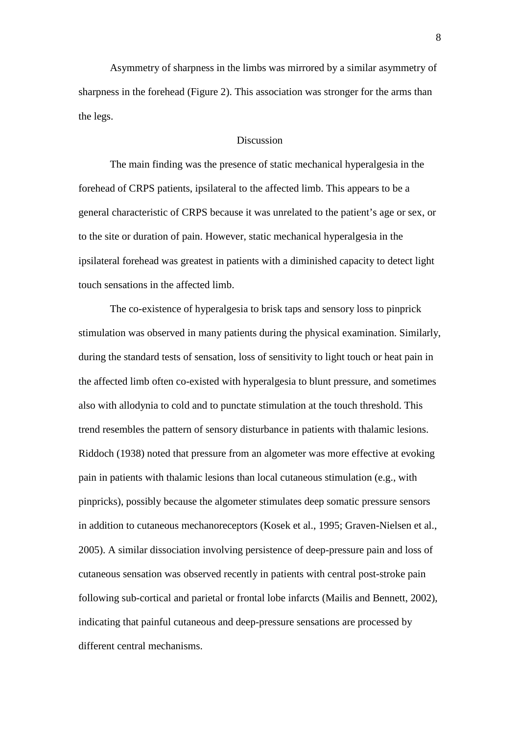Asymmetry of sharpness in the limbs was mirrored by a similar asymmetry of sharpness in the forehead (Figure 2). This association was stronger for the arms than the legs.

## Discussion

The main finding was the presence of static mechanical hyperalgesia in the forehead of CRPS patients, ipsilateral to the affected limb. This appears to be a general characteristic of CRPS because it was unrelated to the patient's age or sex, or to the site or duration of pain. However, static mechanical hyperalgesia in the ipsilateral forehead was greatest in patients with a diminished capacity to detect light touch sensations in the affected limb.

The co-existence of hyperalgesia to brisk taps and sensory loss to pinprick stimulation was observed in many patients during the physical examination. Similarly, during the standard tests of sensation, loss of sensitivity to light touch or heat pain in the affected limb often co-existed with hyperalgesia to blunt pressure, and sometimes also with allodynia to cold and to punctate stimulation at the touch threshold. This trend resembles the pattern of sensory disturbance in patients with thalamic lesions. Riddoch (1938) noted that pressure from an algometer was more effective at evoking pain in patients with thalamic lesions than local cutaneous stimulation (e.g., with pinpricks), possibly because the algometer stimulates deep somatic pressure sensors in addition to cutaneous mechanoreceptors (Kosek et al., 1995; Graven-Nielsen et al., 2005). A similar dissociation involving persistence of deep-pressure pain and loss of cutaneous sensation was observed recently in patients with central post-stroke pain following sub-cortical and parietal or frontal lobe infarcts (Mailis and Bennett, 2002), indicating that painful cutaneous and deep-pressure sensations are processed by different central mechanisms.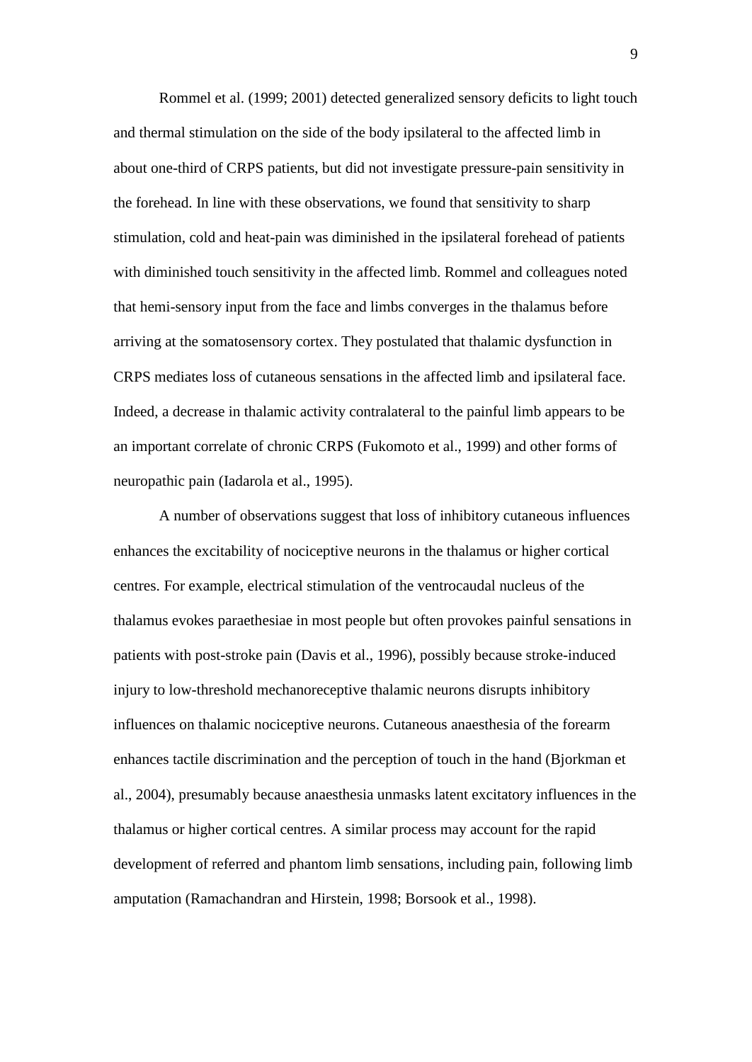Rommel et al. (1999; 2001) detected generalized sensory deficits to light touch and thermal stimulation on the side of the body ipsilateral to the affected limb in about one-third of CRPS patients, but did not investigate pressure-pain sensitivity in the forehead. In line with these observations, we found that sensitivity to sharp stimulation, cold and heat-pain was diminished in the ipsilateral forehead of patients with diminished touch sensitivity in the affected limb. Rommel and colleagues noted that hemi-sensory input from the face and limbs converges in the thalamus before arriving at the somatosensory cortex. They postulated that thalamic dysfunction in CRPS mediates loss of cutaneous sensations in the affected limb and ipsilateral face. Indeed, a decrease in thalamic activity contralateral to the painful limb appears to be an important correlate of chronic CRPS (Fukomoto et al., 1999) and other forms of neuropathic pain (Iadarola et al., 1995).

A number of observations suggest that loss of inhibitory cutaneous influences enhances the excitability of nociceptive neurons in the thalamus or higher cortical centres. For example, electrical stimulation of the ventrocaudal nucleus of the thalamus evokes paraethesiae in most people but often provokes painful sensations in patients with post-stroke pain (Davis et al., 1996), possibly because stroke-induced injury to low-threshold mechanoreceptive thalamic neurons disrupts inhibitory influences on thalamic nociceptive neurons. Cutaneous anaesthesia of the forearm enhances tactile discrimination and the perception of touch in the hand (Bjorkman et al., 2004), presumably because anaesthesia unmasks latent excitatory influences in the thalamus or higher cortical centres. A similar process may account for the rapid development of referred and phantom limb sensations, including pain, following limb amputation (Ramachandran and Hirstein, 1998; Borsook et al., 1998).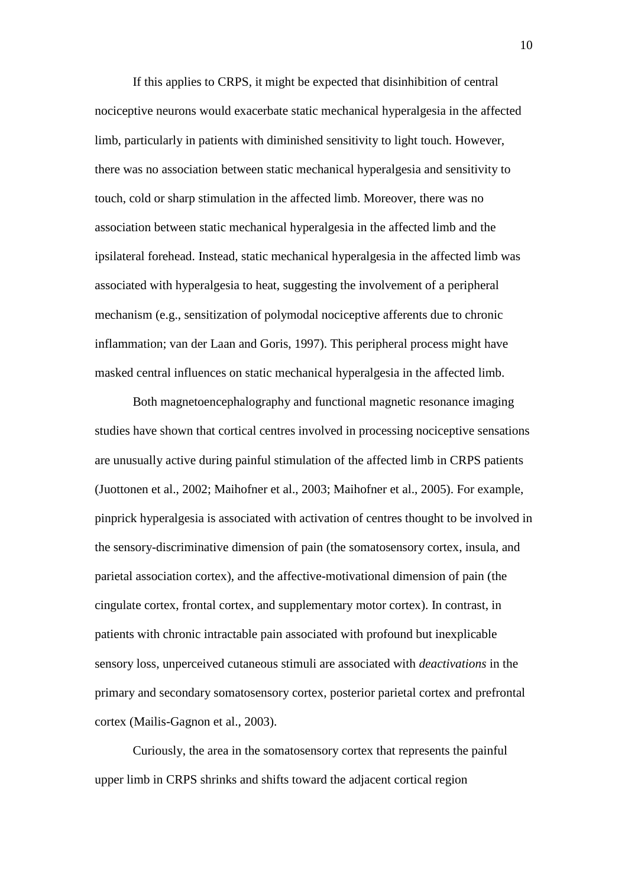If this applies to CRPS, it might be expected that disinhibition of central nociceptive neurons would exacerbate static mechanical hyperalgesia in the affected limb, particularly in patients with diminished sensitivity to light touch. However, there was no association between static mechanical hyperalgesia and sensitivity to touch, cold or sharp stimulation in the affected limb. Moreover, there was no association between static mechanical hyperalgesia in the affected limb and the ipsilateral forehead. Instead, static mechanical hyperalgesia in the affected limb was associated with hyperalgesia to heat, suggesting the involvement of a peripheral mechanism (e.g., sensitization of polymodal nociceptive afferents due to chronic inflammation; van der Laan and Goris, 1997). This peripheral process might have masked central influences on static mechanical hyperalgesia in the affected limb.

Both magnetoencephalography and functional magnetic resonance imaging studies have shown that cortical centres involved in processing nociceptive sensations are unusually active during painful stimulation of the affected limb in CRPS patients (Juottonen et al., 2002; Maihofner et al., 2003; Maihofner et al., 2005). For example, pinprick hyperalgesia is associated with activation of centres thought to be involved in the sensory-discriminative dimension of pain (the somatosensory cortex, insula, and parietal association cortex), and the affective-motivational dimension of pain (the cingulate cortex, frontal cortex, and supplementary motor cortex). In contrast, in patients with chronic intractable pain associated with profound but inexplicable sensory loss, unperceived cutaneous stimuli are associated with *deactivations* in the primary and secondary somatosensory cortex, posterior parietal cortex and prefrontal cortex (Mailis-Gagnon et al., 2003).

Curiously, the area in the somatosensory cortex that represents the painful upper limb in CRPS shrinks and shifts toward the adjacent cortical region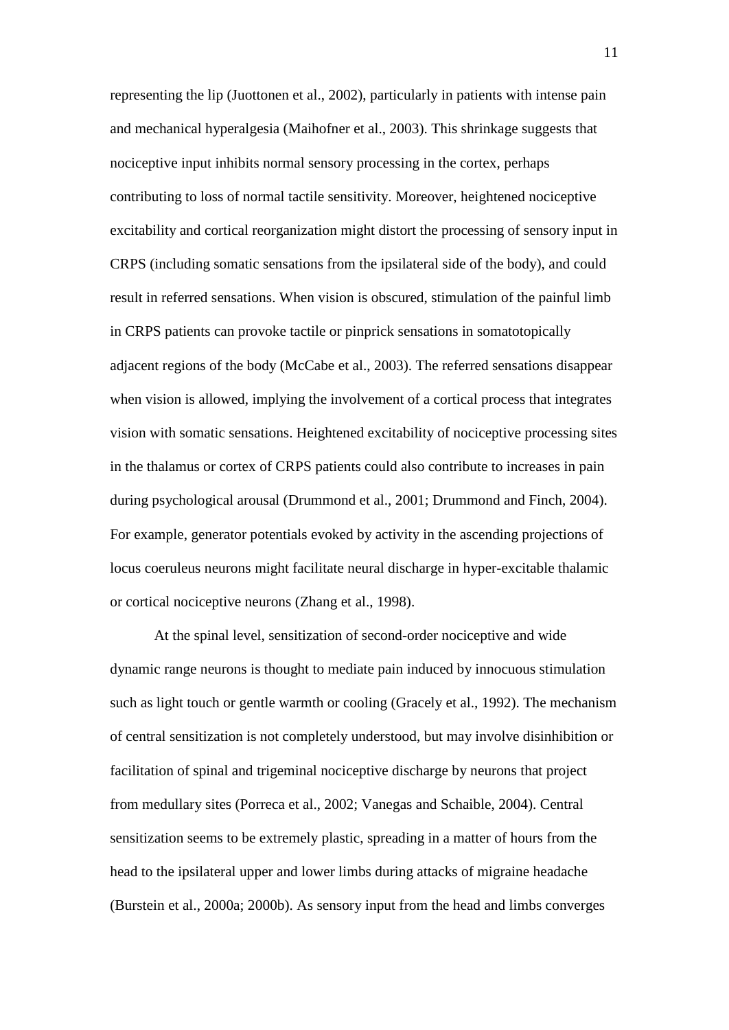representing the lip (Juottonen et al., 2002), particularly in patients with intense pain and mechanical hyperalgesia (Maihofner et al., 2003). This shrinkage suggests that nociceptive input inhibits normal sensory processing in the cortex, perhaps contributing to loss of normal tactile sensitivity. Moreover, heightened nociceptive excitability and cortical reorganization might distort the processing of sensory input in CRPS (including somatic sensations from the ipsilateral side of the body), and could result in referred sensations. When vision is obscured, stimulation of the painful limb in CRPS patients can provoke tactile or pinprick sensations in somatotopically adjacent regions of the body (McCabe et al., 2003). The referred sensations disappear when vision is allowed, implying the involvement of a cortical process that integrates vision with somatic sensations. Heightened excitability of nociceptive processing sites in the thalamus or cortex of CRPS patients could also contribute to increases in pain during psychological arousal (Drummond et al., 2001; Drummond and Finch, 2004). For example, generator potentials evoked by activity in the ascending projections of locus coeruleus neurons might facilitate neural discharge in hyper-excitable thalamic or cortical nociceptive neurons (Zhang et al., 1998).

At the spinal level, sensitization of second-order nociceptive and wide dynamic range neurons is thought to mediate pain induced by innocuous stimulation such as light touch or gentle warmth or cooling (Gracely et al., 1992). The mechanism of central sensitization is not completely understood, but may involve disinhibition or facilitation of spinal and trigeminal nociceptive discharge by neurons that project from medullary sites (Porreca et al., 2002; Vanegas and Schaible, 2004). Central sensitization seems to be extremely plastic, spreading in a matter of hours from the head to the ipsilateral upper and lower limbs during attacks of migraine headache (Burstein et al., 2000a; 2000b). As sensory input from the head and limbs converges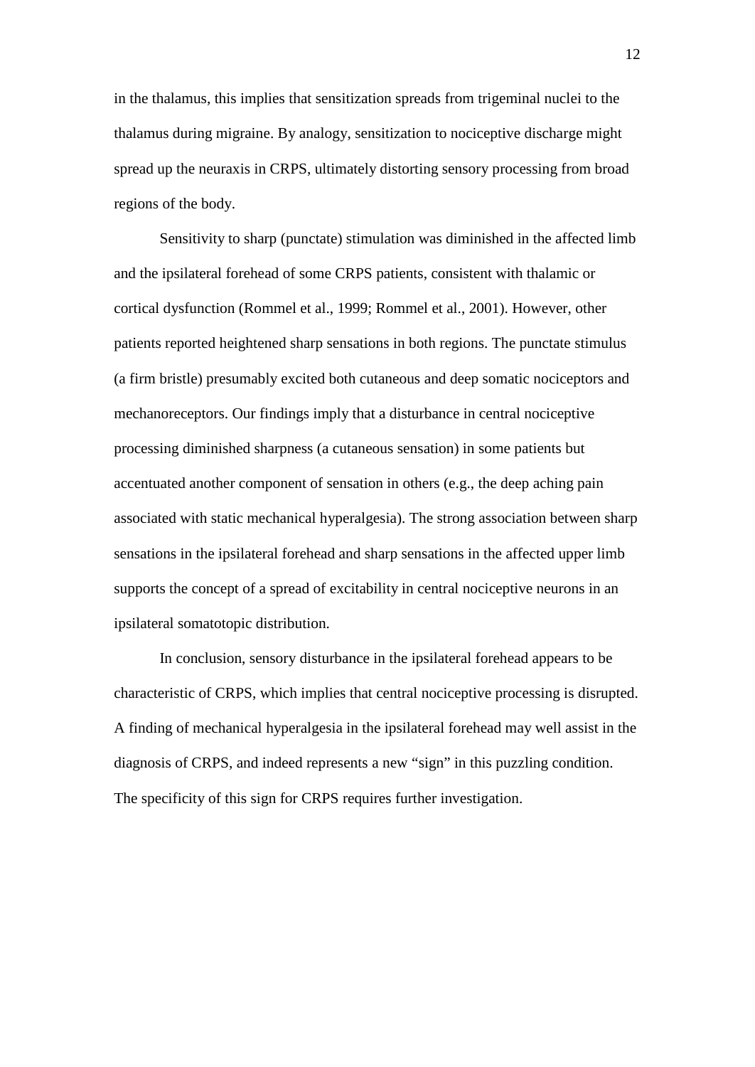in the thalamus, this implies that sensitization spreads from trigeminal nuclei to the thalamus during migraine. By analogy, sensitization to nociceptive discharge might spread up the neuraxis in CRPS, ultimately distorting sensory processing from broad regions of the body.

Sensitivity to sharp (punctate) stimulation was diminished in the affected limb and the ipsilateral forehead of some CRPS patients, consistent with thalamic or cortical dysfunction (Rommel et al., 1999; Rommel et al., 2001). However, other patients reported heightened sharp sensations in both regions. The punctate stimulus (a firm bristle) presumably excited both cutaneous and deep somatic nociceptors and mechanoreceptors. Our findings imply that a disturbance in central nociceptive processing diminished sharpness (a cutaneous sensation) in some patients but accentuated another component of sensation in others (e.g., the deep aching pain associated with static mechanical hyperalgesia). The strong association between sharp sensations in the ipsilateral forehead and sharp sensations in the affected upper limb supports the concept of a spread of excitability in central nociceptive neurons in an ipsilateral somatotopic distribution.

In conclusion, sensory disturbance in the ipsilateral forehead appears to be characteristic of CRPS, which implies that central nociceptive processing is disrupted. A finding of mechanical hyperalgesia in the ipsilateral forehead may well assist in the diagnosis of CRPS, and indeed represents a new “sign” in this puzzling condition. The specificity of this sign for CRPS requires further investigation.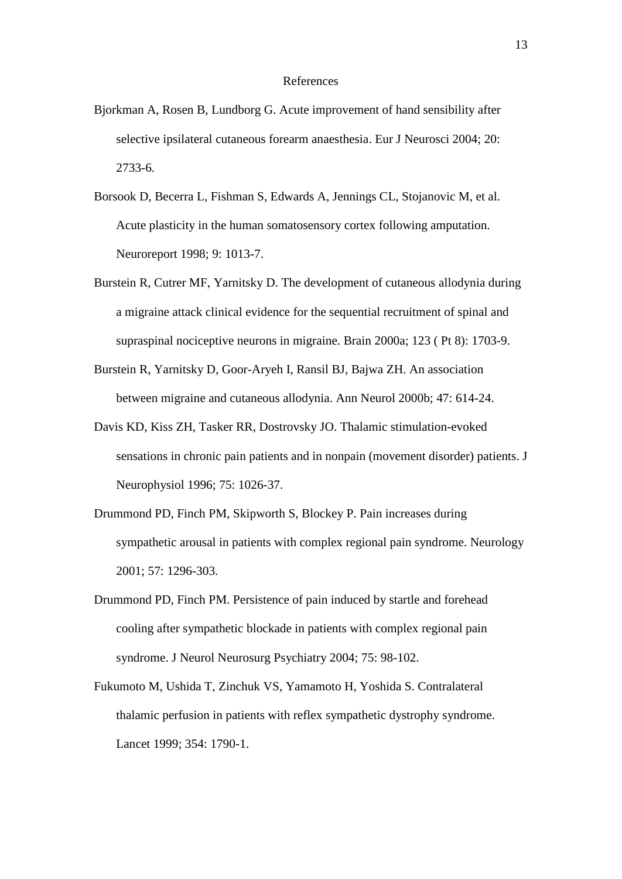# References

Bjorkman A, Rosen B, Lundborg G. Acute improvement of hand sensibility after selective ipsilateral cutaneous forearm anaesthesia. Eur J Neurosci 2004; 20: 2733-6.

Borsook D, Becerra L, Fishman S, Edwards A, Jennings CL, Stojanovic M, et al. Acute plasticity in the human somatosensory cortex following amputation. Neuroreport 1998; 9: 1013-7.

Burstein R, Cutrer MF, Yarnitsky D. The development of cutaneous allodynia during a migraine attack clinical evidence for the sequential recruitment of spinal and supraspinal nociceptive neurons in migraine. Brain 2000a; 123 ( Pt 8): 1703-9.

Burstein R, Yarnitsky D, Goor-Aryeh I, Ransil BJ, Bajwa ZH. An association between migraine and cutaneous allodynia. Ann Neurol 2000b; 47: 614-24.

Davis KD, Kiss ZH, Tasker RR, Dostrovsky JO. Thalamic stimulation-evoked sensations in chronic pain patients and in nonpain (movement disorder) patients. J Neurophysiol 1996; 75: 1026-37.

Drummond PD, Finch PM, Skipworth S, Blockey P. Pain increases during sympathetic arousal in patients with complex regional pain syndrome. Neurology 2001; 57: 1296-303.

Drummond PD, Finch PM. Persistence of pain induced by startle and forehead cooling after sympathetic blockade in patients with complex regional pain syndrome. J Neurol Neurosurg Psychiatry 2004; 75: 98-102.

Fukumoto M, Ushida T, Zinchuk VS, Yamamoto H, Yoshida S. Contralateral thalamic perfusion in patients with reflex sympathetic dystrophy syndrome. Lancet 1999; 354: 1790-1.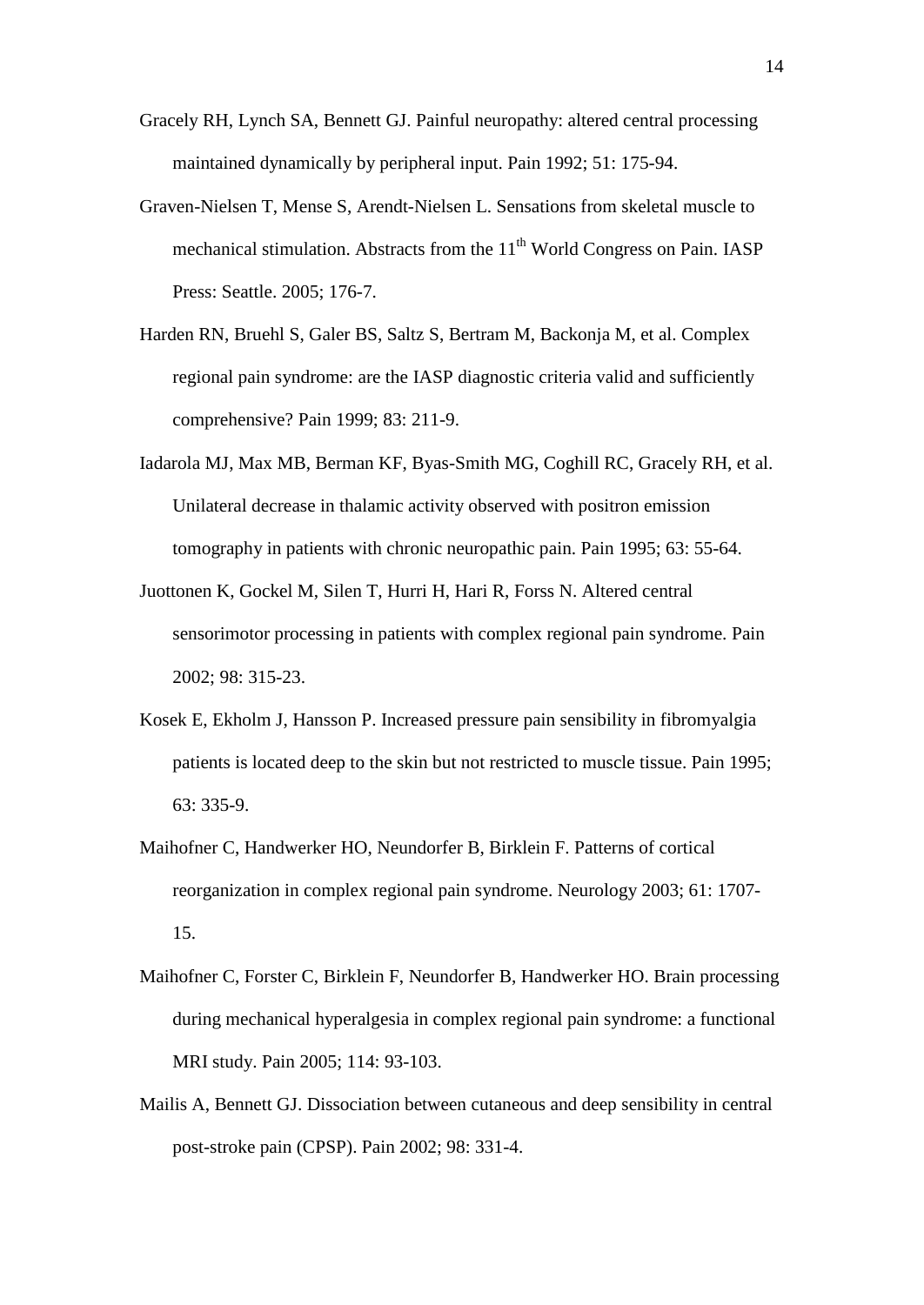Gracely RH, Lynch SA, Bennett GJ. Painful neuropathy: altered central processing maintained dynamically by peripheral input. Pain 1992; 51: 175-94.

Graven-Nielsen T, Mense S, Arendt-Nielsen L. Sensations from skeletal muscle to mechanical stimulation. Abstracts from the 11th World Congress on Pain. IASP Press: Seattle. 2005; 176-7.

Harden RN, Bruehl S, Galer BS, Saltz S, Bertram M, Backonja M, et al. Complex regional pain syndrome: are the IASP diagnostic criteria valid and sufficiently comprehensive? Pain 1999; 83: 211-9.

Iadarola MJ, Max MB, Berman KF, Byas-Smith MG, Coghill RC, Gracely RH, et al. Unilateral decrease in thalamic activity observed with positron emission tomography in patients with chronic neuropathic pain. Pain 1995; 63: 55-64.

Juottonen K, Gockel M, Silen T, Hurri H, Hari R, Forss N. Altered central sensorimotor processing in patients with complex regional pain syndrome. Pain 2002; 98: 315-23.

Kosek E, Ekholm J, Hansson P. Increased pressure pain sensibility in fibromyalgia patients is located deep to the skin but not restricted to muscle tissue. Pain 1995; 63: 335-9.

Maihofner C, Handwerker HO, Neundorfer B, Birklein F. Patterns of cortical reorganization in complex regional pain syndrome. Neurology 2003; 61: 1707-15.

Maihofner C, Forster C, Birklein F, Neundorfer B, Handwerker HO. Brain processing during mechanical hyperalgesia in complex regional pain syndrome: a functional MRI study. Pain 2005; 114: 93-103.

Mailis A, Bennett GJ. Dissociation between cutaneous and deep sensibility in central post-stroke pain (CPSP). Pain 2002; 98: 331-4.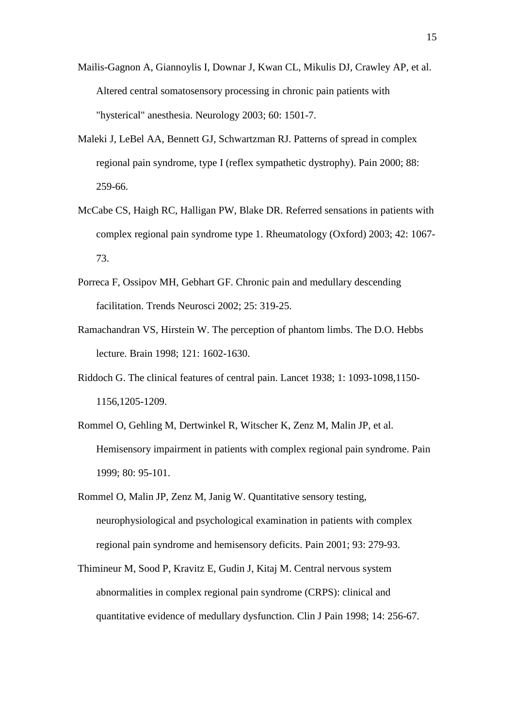Mailis-Gagnon A, Giannoylis I, Downar J, Kwan CL, Mikulis DJ, Crawley AP, et al. Altered central somatosensory processing in chronic pain patients with "hysterical" anesthesia. Neurology 2003; 60: 1501-7.

Maleki J, LeBel AA, Bennett GJ, Schwartzman RJ. Patterns of spread in complex regional pain syndrome, type I (reflex sympathetic dystrophy). Pain 2000; 88: 259-66.

McCabe CS, Haigh RC, Halligan PW, Blake DR. Referred sensations in patients with complex regional pain syndrome type 1. Rheumatology (Oxford) 2003; 42: 1067-73.

Porreca F, Ossipov MH, Gebhart GF. Chronic pain and medullary descending facilitation. Trends Neurosci 2002; 25: 319-25.

Ramachandran VS, Hirstein W. The perception of phantom limbs. The D.O. Hebbs lecture. Brain 1998; 121: 1602-1630.

Riddoch G. The clinical features of central pain. Lancet 1938; 1: 1093-1098,1150-1156,1205-1209.

Rommel O, Gehling M, Dertwinkel R, Witscher K, Zenz M, Malin JP, et al. Hemisensory impairment in patients with complex regional pain syndrome. Pain 1999; 80: 95-101.

Rommel O, Malin JP, Zenz M, Janig W. Quantitative sensory testing, neurophysiological and psychological examination in patients with complex regional pain syndrome and hemisensory deficits. Pain 2001; 93: 279-93.

Thimineur M, Sood P, Kravitz E, Gudin J, Kitaj M. Central nervous system abnormalities in complex regional pain syndrome (CRPS): clinical and quantitative evidence of medullary dysfunction. Clin J Pain 1998; 14: 256-67.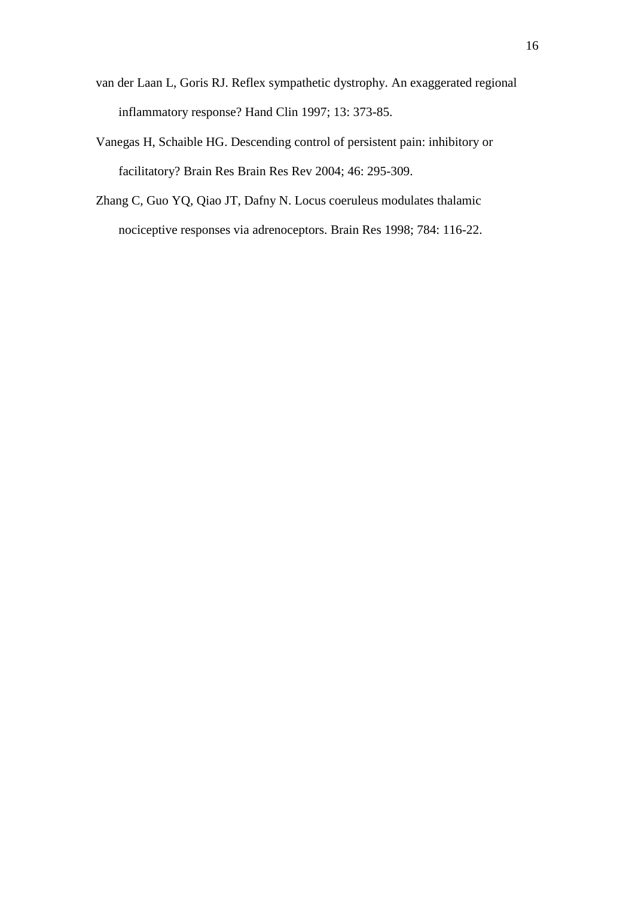van der Laan L, Goris RJ. Reflex sympathetic dystrophy. An exaggerated regional inflammatory response? Hand Clin 1997; 13: 373-85.

Vanegas H, Schaible HG. Descending control of persistent pain: inhibitory or facilitatory? Brain Res Brain Res Rev 2004; 46: 295-309.

Zhang C, Guo YQ, Qiao JT, Dafny N. Locus coeruleus modulates thalamic nociceptive responses via adrenoceptors. Brain Res 1998; 784: 116-22.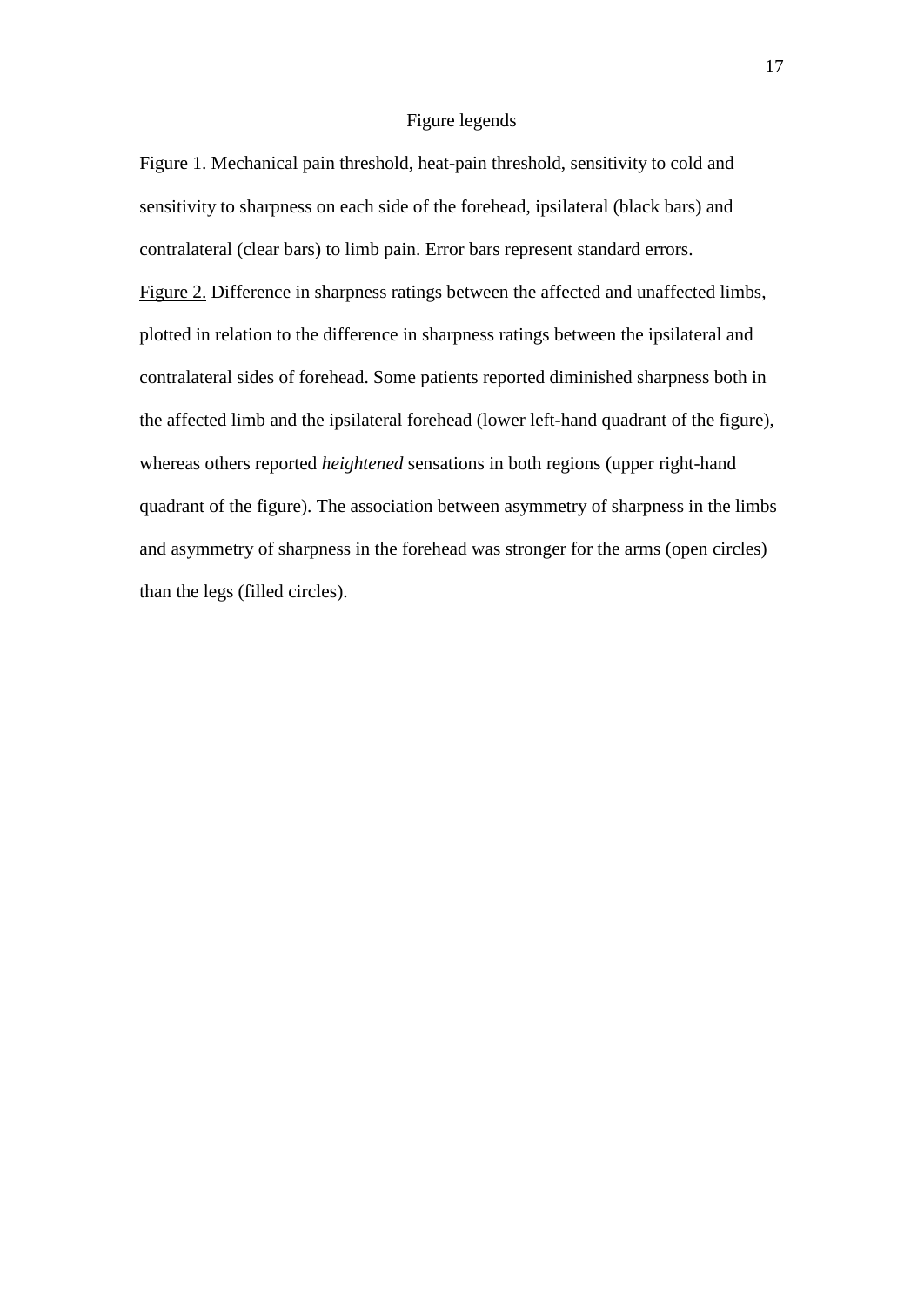# Figure legends

<u>Figure 1.</u> Mechanical pain threshold, heat-pain threshold, sensitivity to cold and sensitivity to sharpness on each side of the forehead, ipsilateral (black bars) and contralateral (clear bars) to limb pain. Error bars represent standard errors.

<u>Figure 2.</u> Difference in sharpness ratings between the affected and unaffected limbs, plotted in relation to the difference in sharpness ratings between the ipsilateral and contralateral sides of forehead. Some patients reported diminished sharpness both in the affected limb and the ipsilateral forehead (lower left-hand quadrant of the figure), whereas others reported *heightened* sensations in both regions (upper right-hand quadrant of the figure). The association between asymmetry of sharpness in the limbs and asymmetry of sharpness in the forehead was stronger for the arms (open circles) than the legs (filled circles).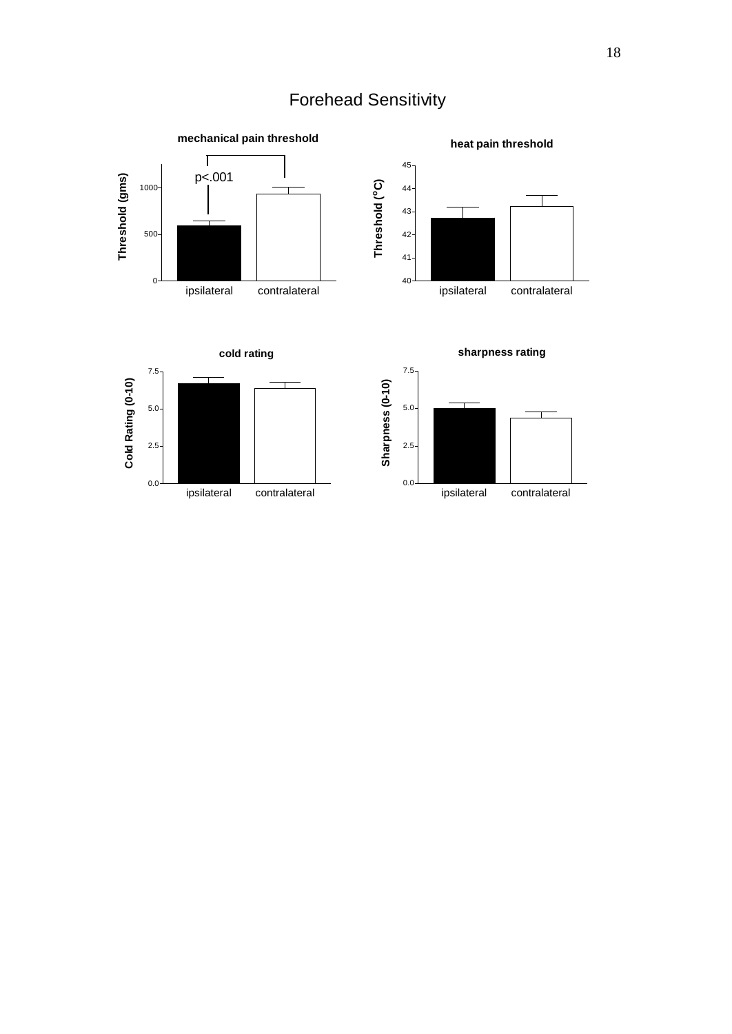# Forehead Sensitivity

**mechanical pain threshold**

p<.001

Threshold (gms)

1000

500

0

ipsilateral contralateral

**heat pain threshold**

Threshold ($^{o}$C)

45

44

43

42

41

40

ipsilateral contralateral

**cold rating**

Cold Rating (0-10)

7.5

5.0

2.5

0.0

ipsilateral contralateral

**sharpness rating**

Sharpness (0-10)

7.5

5.0

2.5

0.0

ipsilateral contralateral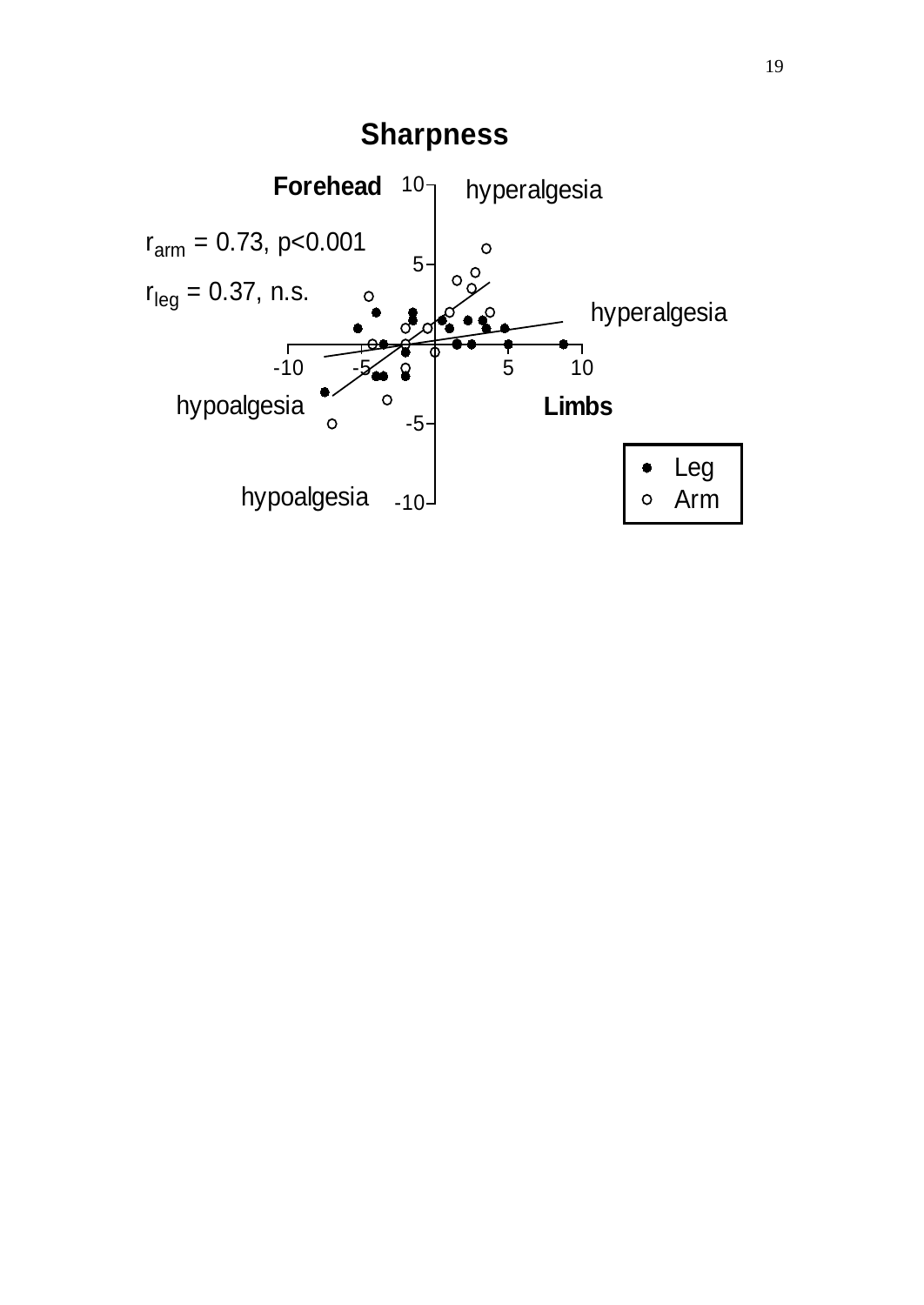**Sharpness**

**Forehead**

hyperalgesia

$r_{arm} = 0.73$, $p<0.001$

$r_{leg} = 0.37$, n.s.

hyperalgesia

hypoalgesia

**Limbs**

hypoalgesia

- Leg
- Arm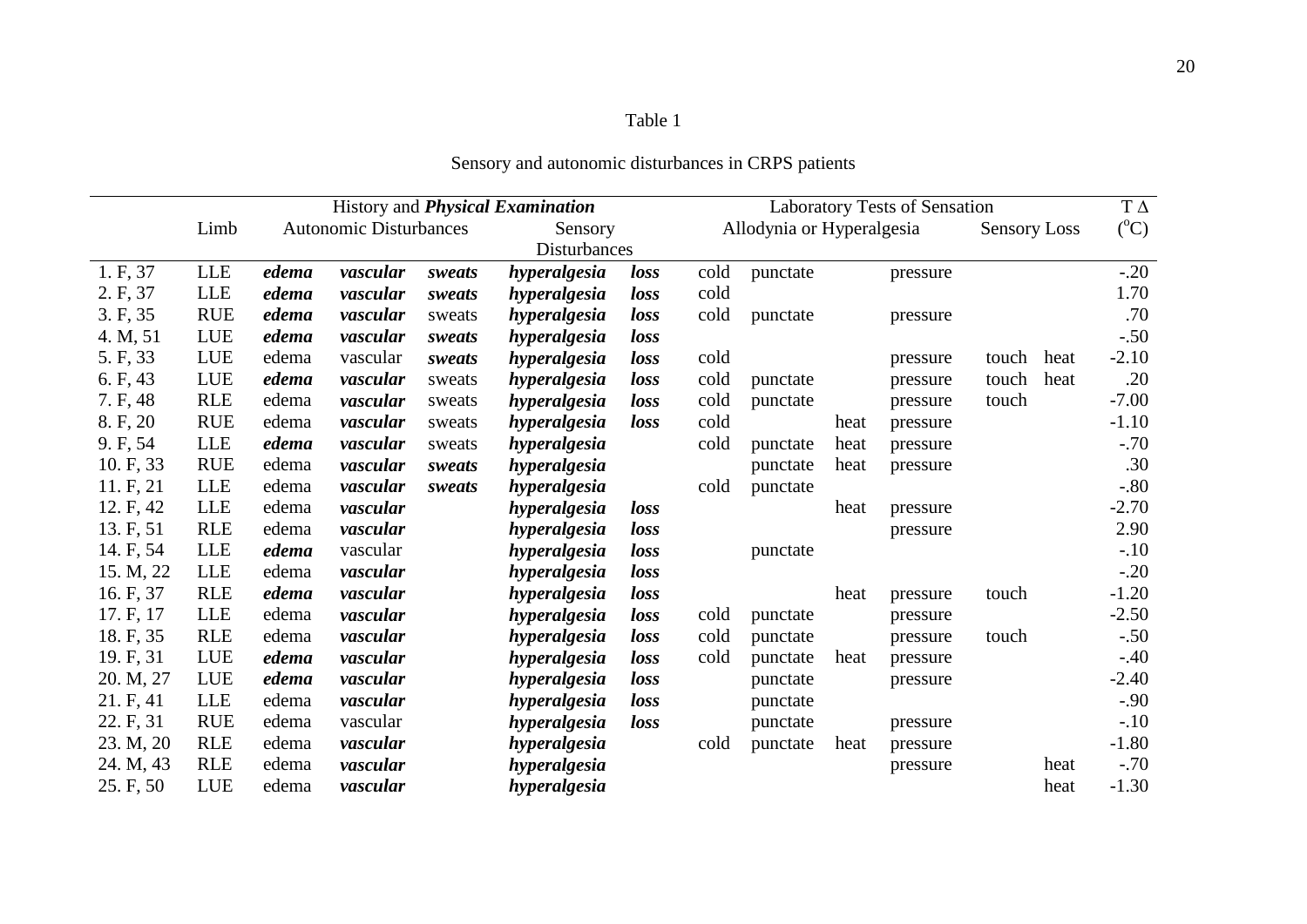Table 1

Sensory and autonomic disturbances in CRPS patients

| | Limb | History and ***Physical Examination*** | | | | | Laboratory Tests of Sensation | | | | | | T Δ |
|---|---|---|---|---|---|---|---|---|---|---|---|---|---|
| | | Autonomic Disturbances | | | Sensory Disturbances | | Allodynia or Hyperalgesia | | | | Sensory Loss | | (°C) |
| 1. F, 37 | LLE | ***edema*** | ***vascular*** | ***sweats*** | ***hyperalgesia*** | ***loss*** | cold | punctate | | pressure | | | -.20 |
| 2. F, 37 | LLE | ***edema*** | ***vascular*** | ***sweats*** | ***hyperalgesia*** | ***loss*** | cold | | | | | | 1.70 |
| 3. F, 35 | RUE | ***edema*** | ***vascular*** | sweats | ***hyperalgesia*** | ***loss*** | cold | punctate | | pressure | | | .70 |
| 4. M, 51 | LUE | ***edema*** | ***vascular*** | ***sweats*** | ***hyperalgesia*** | ***loss*** | | | | | | | -.50 |
| 5. F, 33 | LUE | edema | vascular | ***sweats*** | ***hyperalgesia*** | ***loss*** | cold | | | pressure | touch | heat | -2.10 |
| 6. F, 43 | LUE | ***edema*** | ***vascular*** | sweats | ***hyperalgesia*** | ***loss*** | cold | punctate | | pressure | touch | heat | .20 |
| 7. F, 48 | RLE | edema | ***vascular*** | sweats | ***hyperalgesia*** | ***loss*** | cold | punctate | | pressure | touch | | -7.00 |
| 8. F, 20 | RUE | edema | ***vascular*** | sweats | ***hyperalgesia*** | ***loss*** | cold | | heat | pressure | | | -1.10 |
| 9. F, 54 | LLE | ***edema*** | ***vascular*** | sweats | ***hyperalgesia*** | | cold | punctate | heat | pressure | | | -.70 |
| 10. F, 33 | RUE | edema | ***vascular*** | ***sweats*** | ***hyperalgesia*** | | | punctate | heat | pressure | | | .30 |
| 11. F, 21 | LLE | edema | ***vascular*** | ***sweats*** | ***hyperalgesia*** | | cold | punctate | | | | | -.80 |
| 12. F, 42 | LLE | edema | ***vascular*** | | ***hyperalgesia*** | ***loss*** | | | heat | pressure | | | -2.70 |
| 13. F, 51 | RLE | edema | ***vascular*** | | ***hyperalgesia*** | ***loss*** | | | | pressure | | | 2.90 |
| 14. F, 54 | LLE | ***edema*** | vascular | | ***hyperalgesia*** | ***loss*** | | punctate | | | | | -.10 |
| 15. M, 22 | LLE | edema | ***vascular*** | | ***hyperalgesia*** | ***loss*** | | | | | | | -.20 |
| 16. F, 37 | RLE | ***edema*** | ***vascular*** | | ***hyperalgesia*** | ***loss*** | | | heat | pressure | touch | | -1.20 |
| 17. F, 17 | LLE | edema | ***vascular*** | | ***hyperalgesia*** | ***loss*** | cold | punctate | | pressure | | | -2.50 |
| 18. F, 35 | RLE | edema | ***vascular*** | | ***hyperalgesia*** | ***loss*** | cold | punctate | | pressure | touch | | -.50 |
| 19. F, 31 | LUE | ***edema*** | ***vascular*** | | ***hyperalgesia*** | ***loss*** | cold | punctate | heat | pressure | | | -.40 |
| 20. M, 27 | LUE | ***edema*** | ***vascular*** | | ***hyperalgesia*** | ***loss*** | | punctate | | pressure | | | -2.40 |
| 21. F, 41 | LLE | edema | ***vascular*** | | ***hyperalgesia*** | ***loss*** | | punctate | | | | | -.90 |
| 22. F, 31 | RUE | edema | vascular | | ***hyperalgesia*** | ***loss*** | | punctate | | pressure | | | -.10 |
| 23. M, 20 | RLE | edema | ***vascular*** | | ***hyperalgesia*** | | cold | punctate | heat | pressure | | | -1.80 |
| 24. M, 43 | RLE | edema | ***vascular*** | | ***hyperalgesia*** | | | | | pressure | | heat | -.70 |
| 25. F, 50 | LUE | edema | ***vascular*** | | ***hyperalgesia*** | | | | | | | heat | -1.30 |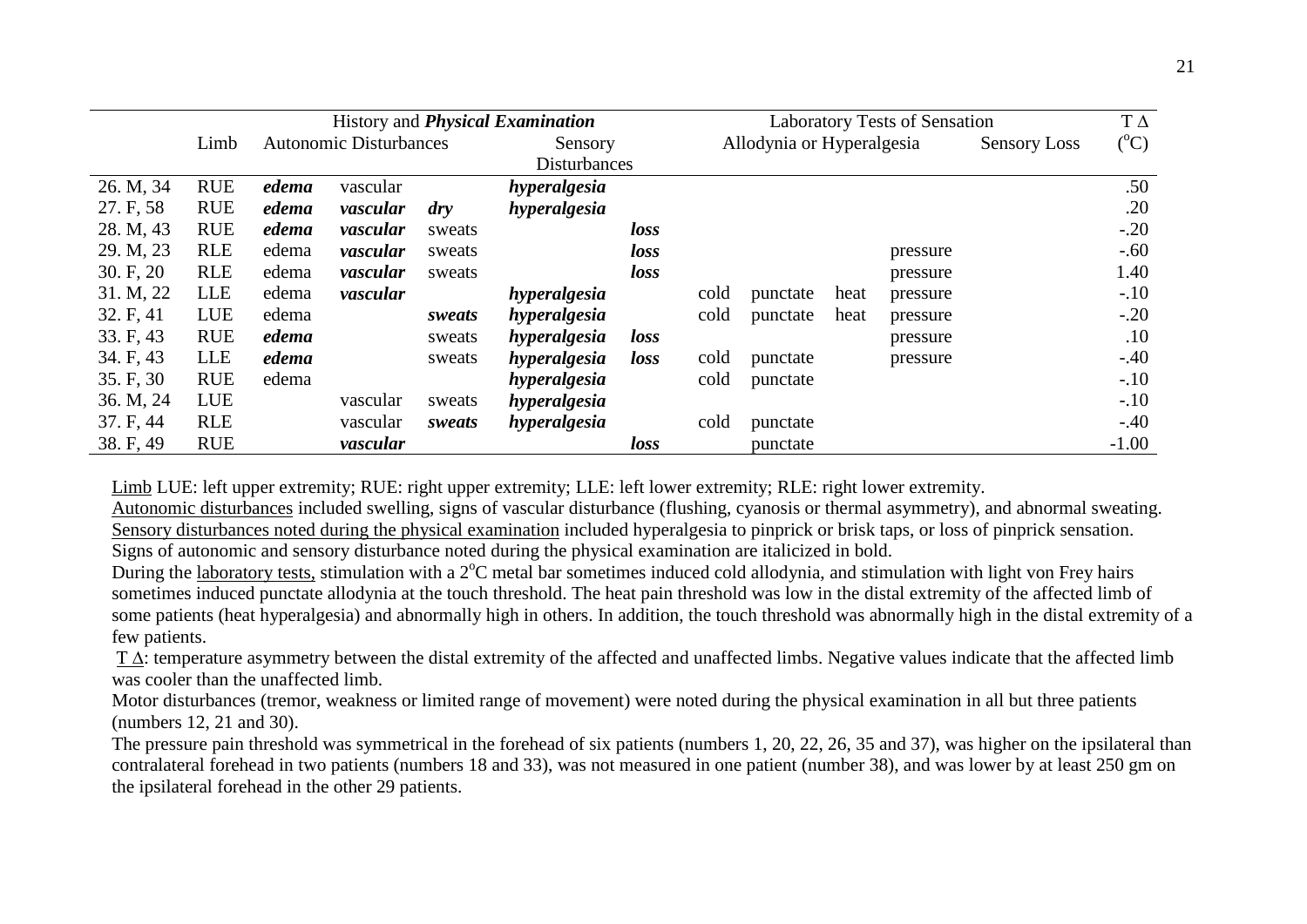| | Limb | History and ***Physical Examination*** | | | | | Laboratory Tests of Sensation | | | | | T Δ |
|---|---|---|---|---|---|---|---|---|---|---|---|---|
| | | Autonomic Disturbances | | | Sensory Disturbances | | Allodynia or Hyperalgesia | | | | Sensory Loss | ($^{o}$C) |
| 26. M, 34 | RUE | ***edema*** | vascular | | ***hyperalgesia*** | | | | | | | .50 |
| 27. F, 58 | RUE | ***edema*** | ***vascular*** | ***dry*** | ***hyperalgesia*** | | | | | | | .20 |
| 28. M, 43 | RUE | ***edema*** | ***vascular*** | sweats | | ***loss*** | | | | | | -.20 |
| 29. M, 23 | RLE | edema | ***vascular*** | sweats | | ***loss*** | | | | pressure | | -.60 |
| 30. F, 20 | RLE | edema | ***vascular*** | sweats | | ***loss*** | | | | pressure | | 1.40 |
| 31. M, 22 | LLE | edema | ***vascular*** | | ***hyperalgesia*** | | cold | punctate | heat | pressure | | -.10 |
| 32. F, 41 | LUE | edema | | ***sweats*** | ***hyperalgesia*** | | cold | punctate | heat | pressure | | -.20 |
| 33. F, 43 | RUE | ***edema*** | | sweats | ***hyperalgesia*** | ***loss*** | | | | pressure | | .10 |
| 34. F, 43 | LLE | ***edema*** | | sweats | ***hyperalgesia*** | ***loss*** | cold | punctate | | pressure | | -.40 |
| 35. F, 30 | RUE | edema | | | ***hyperalgesia*** | | cold | punctate | | | | -.10 |
| 36. M, 24 | LUE | | vascular | sweats | ***hyperalgesia*** | | | | | | | -.10 |
| 37. F, 44 | RLE | | vascular | ***sweats*** | ***hyperalgesia*** | | cold | punctate | | | | -.40 |
| 38. F, 49 | RUE | | ***vascular*** | | | ***loss*** | | punctate | | | | -1.00 |

Limb LUE: left upper extremity; RUE: right upper extremity; LLE: left lower extremity; RLE: right lower extremity.

Autonomic disturbances included swelling, signs of vascular disturbance (flushing, cyanosis or thermal asymmetry), and abnormal sweating.

Sensory disturbances noted during the physical examination included hyperalgesia to pinprick or brisk taps, or loss of pinprick sensation.

Signs of autonomic and sensory disturbance noted during the physical examination are italicized in bold.

During the laboratory tests, stimulation with a 2$^{o}$C metal bar sometimes induced cold allodynia, and stimulation with light von Frey hairs sometimes induced punctate allodynia at the touch threshold. The heat pain threshold was low in the distal extremity of the affected limb of some patients (heat hyperalgesia) and abnormally high in others. In addition, the touch threshold was abnormally high in the distal extremity of a few patients.

T Δ: temperature asymmetry between the distal extremity of the affected and unaffected limbs. Negative values indicate that the affected limb was cooler than the unaffected limb.

Motor disturbances (tremor, weakness or limited range of movement) were noted during the physical examination in all but three patients (numbers 12, 21 and 30).

The pressure pain threshold was symmetrical in the forehead of six patients (numbers 1, 20, 22, 26, 35 and 37), was higher on the ipsilateral than contralateral forehead in two patients (numbers 18 and 33), was not measured in one patient (number 38), and was lower by at least 250 gm on the ipsilateral forehead in the other 29 patients.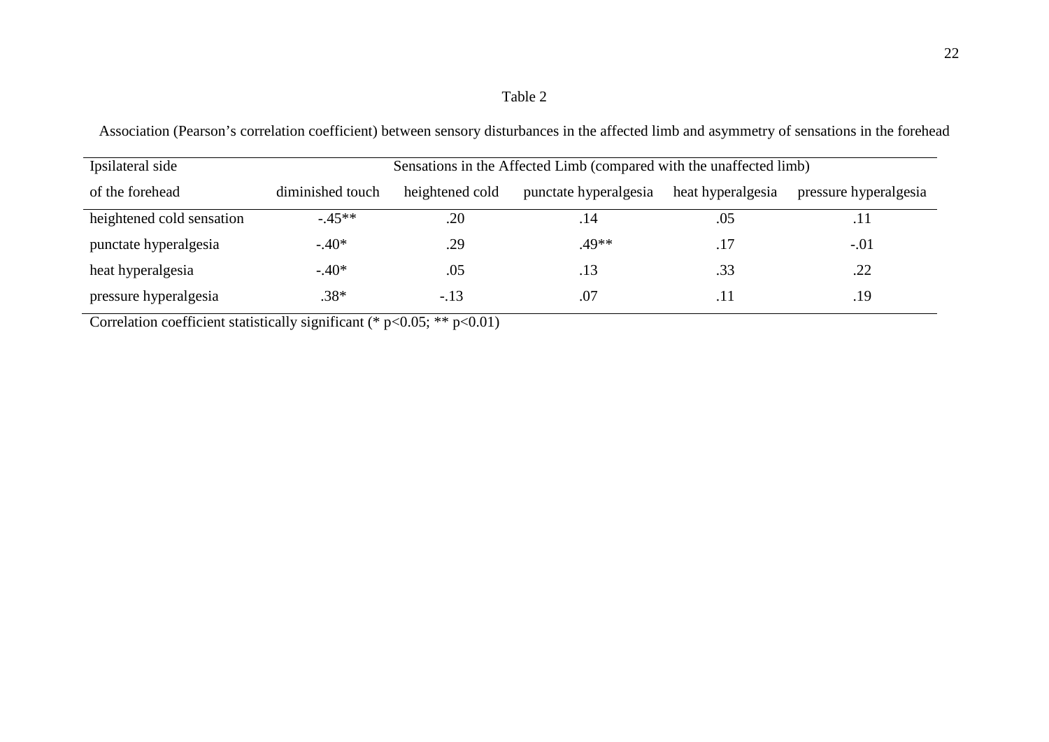Table 2

Association (Pearson's correlation coefficient) between sensory disturbances in the affected limb and asymmetry of sensations in the forehead

| Ipsilateral side | Sensations in the Affected Limb (compared with the unaffected limb) | | | | |
|---|---|---|---|---|---|
| of the forehead | diminished touch | heightened cold | punctate hyperalgesia | heat hyperalgesia | pressure hyperalgesia |
| heightened cold sensation | -.45** | .20 | .14 | .05 | .11 |
| punctate hyperalgesia | -.40* | .29 | .49** | .17 | -.01 |
| heat hyperalgesia | -.40* | .05 | .13 | .33 | .22 |
| pressure hyperalgesia | .38* | -.13 | .07 | .11 | .19 |

Correlation coefficient statistically significant (* $p<0.05$; ** $p<0.01$)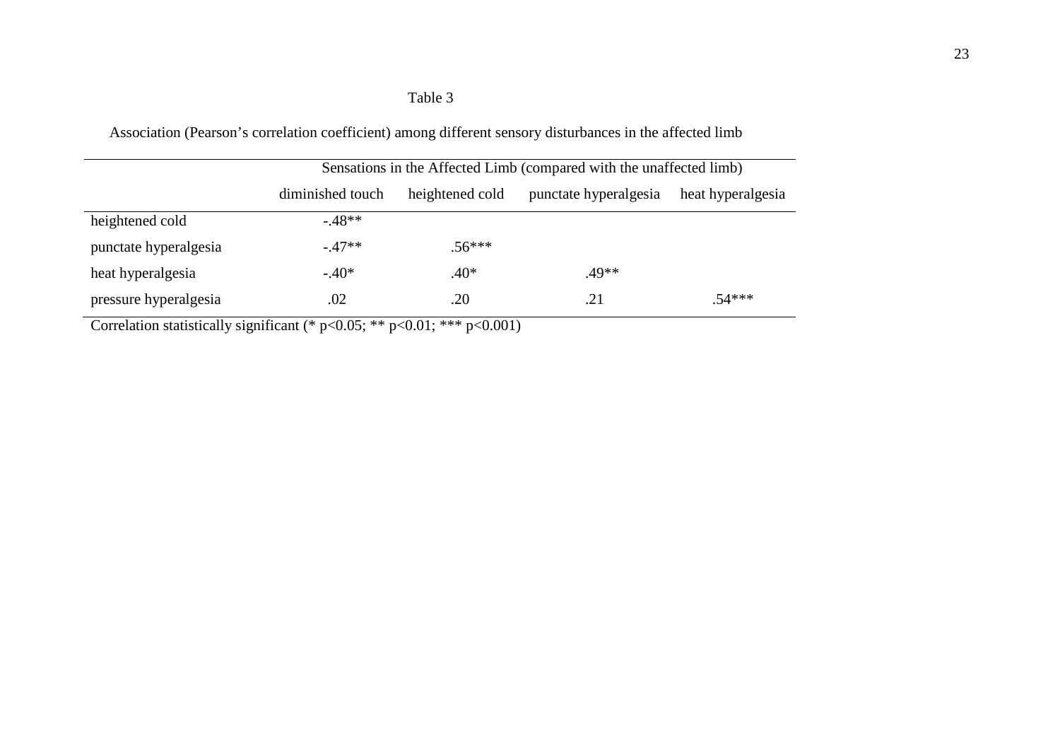Table 3

Association (Pearson's correlation coefficient) among different sensory disturbances in the affected limb

| | Sensations in the Affected Limb (compared with the unaffected limb) | | | |
|---|---|---|---|---|
| | diminished touch | heightened cold | punctate hyperalgesia | heat hyperalgesia |
| heightened cold | -.48** | | | |
| punctate hyperalgesia | -.47** | .56*** | | |
| heat hyperalgesia | -.40* | .40* | .49** | |
| pressure hyperalgesia | .02 | .20 | .21 | .54*** |

Correlation statistically significant (* $p<0.05$; ** $p<0.01$; *** $p<0.001$)